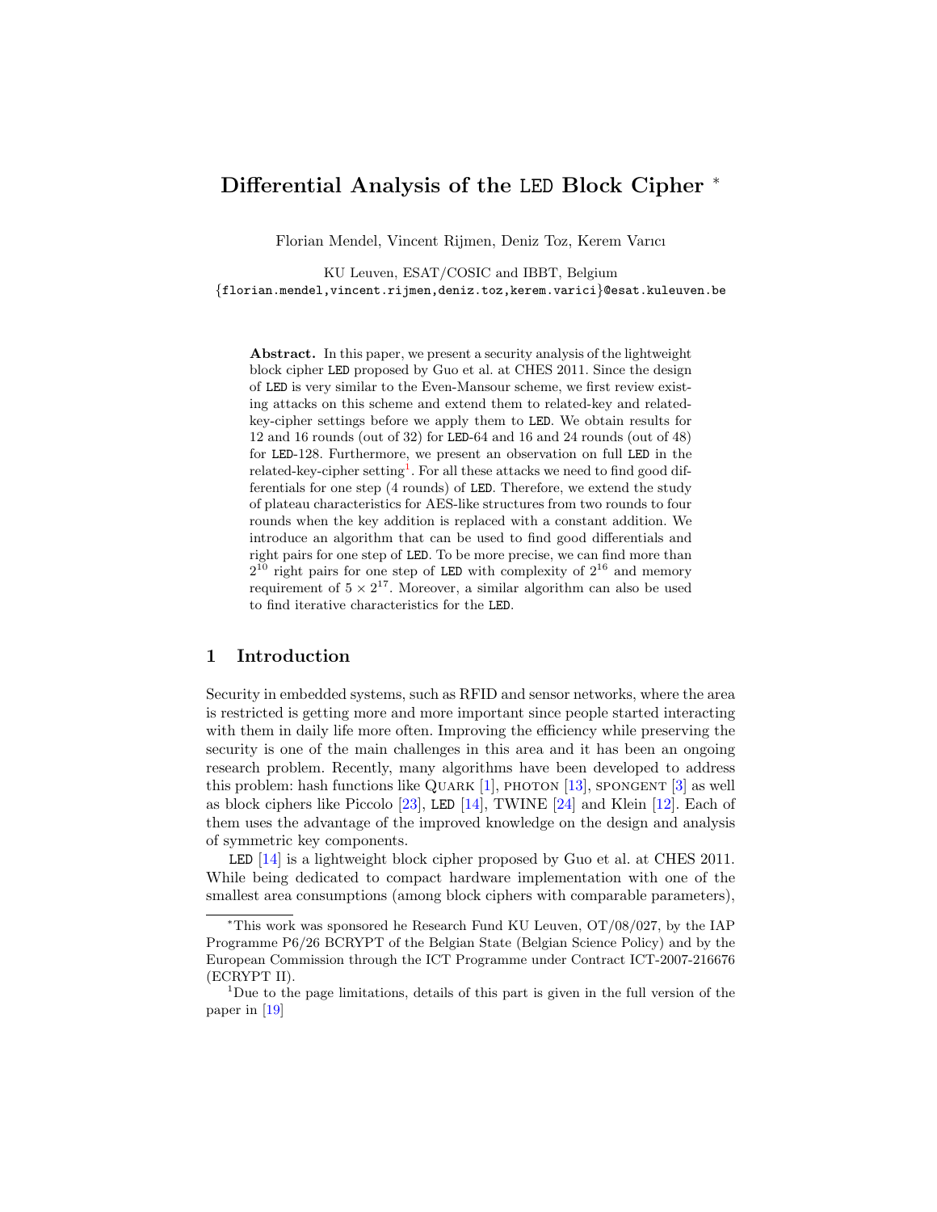# Differential Analysis of the LED Block Cipher *

Florian Mendel, Vincent Rijmen, Deniz Toz, Kerem Varıcı

KU Leuven, ESAT/COSIC and IBBT, Belgium
{florian.mendel,vincent.rijmen,deniz.toz,kerem.varici}@esat.kuleuven.be

**Abstract.** In this paper, we present a security analysis of the lightweight block cipher LED proposed by Guo et al. at CHES 2011. Since the design of LED is very similar to the Even-Mansour scheme, we first review existing attacks on this scheme and extend them to related-key and related-key-cipher settings before we apply them to LED. We obtain results for 12 and 16 rounds (out of 32) for LED-64 and 16 and 24 rounds (out of 48) for LED-128. Furthermore, we present an observation on full LED in the related-key-cipher setting[1]. For all these attacks we need to find good differentials for one step (4 rounds) of LED. Therefore, we extend the study of plateau characteristics for AES-like structures from two rounds to four rounds when the key addition is replaced with a constant addition. We introduce an algorithm that can be used to find good differentials and right pairs for one step of LED. To be more precise, we can find more than $2^{10}$ right pairs for one step of LED with complexity of $2^{16}$ and memory requirement of $5 \times 2^{17}$. Moreover, a similar algorithm can also be used to find iterative characteristics for the LED.

## 1 Introduction

Security in embedded systems, such as RFID and sensor networks, where the area is restricted is getting more and more important since people started interacting with them in daily life more often. Improving the efficiency while preserving the security is one of the main challenges in this area and it has been an ongoing research problem. Recently, many algorithms have been developed to address this problem: hash functions like QUARK [1], PHOTON [13], SPONGENT [3] as well as block ciphers like Piccolo [23], LED [14], TWINE [24] and Klein [12]. Each of them uses the advantage of the improved knowledge on the design and analysis of symmetric key components.

LED [14] is a lightweight block cipher proposed by Guo et al. at CHES 2011. While being dedicated to compact hardware implementation with one of the smallest area consumptions (among block ciphers with comparable parameters),

---

*This work was sponsored he Research Fund KU Leuven, OT/08/027, by the IAP Programme P6/26 BCRYPT of the Belgian State (Belgian Science Policy) and by the European Commission through the ICT Programme under Contract ICT-2007-216676 (ECRYPT II).

[1] Due to the page limitations, details of this part is given in the full version of the paper in [19]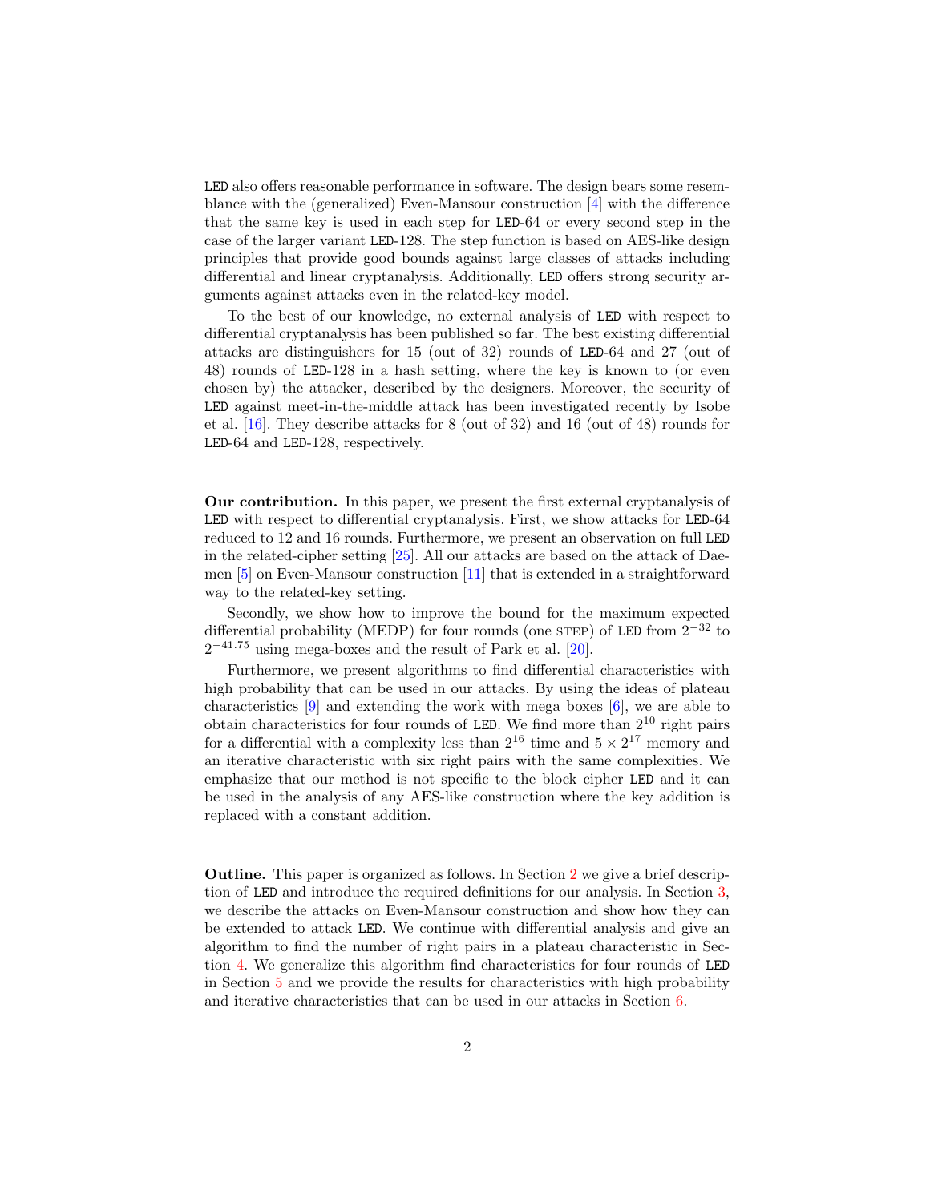LED also offers reasonable performance in software. The design bears some resemblance with the (generalized) Even-Mansour construction [4] with the difference that the same key is used in each step for LED-64 or every second step in the case of the larger variant LED-128. The step function is based on AES-like design principles that provide good bounds against large classes of attacks including differential and linear cryptanalysis. Additionally, LED offers strong security arguments against attacks even in the related-key model.

To the best of our knowledge, no external analysis of LED with respect to differential cryptanalysis has been published so far. The best existing differential attacks are distinguishers for 15 (out of 32) rounds of LED-64 and 27 (out of 48) rounds of LED-128 in a hash setting, where the key is known to (or even chosen by) the attacker, described by the designers. Moreover, the security of LED against meet-in-the-middle attack has been investigated recently by Isobe et al. [16]. They describe attacks for 8 (out of 32) and 16 (out of 48) rounds for LED-64 and LED-128, respectively.

**Our contribution.** In this paper, we present the first external cryptanalysis of LED with respect to differential cryptanalysis. First, we show attacks for LED-64 reduced to 12 and 16 rounds. Furthermore, we present an observation on full LED in the related-cipher setting [25]. All our attacks are based on the attack of Daemen [5] on Even-Mansour construction [11] that is extended in a straightforward way to the related-key setting.

Secondly, we show how to improve the bound for the maximum expected differential probability (MEDP) for four rounds (one STEP) of LED from $2^{-32}$ to $2^{-41.75}$ using mega-boxes and the result of Park et al. [20].

Furthermore, we present algorithms to find differential characteristics with high probability that can be used in our attacks. By using the ideas of plateau characteristics [9] and extending the work with mega boxes [6], we are able to obtain characteristics for four rounds of LED. We find more than $2^{10}$ right pairs for a differential with a complexity less than $2^{16}$ time and $5 \times 2^{17}$ memory and an iterative characteristic with six right pairs with the same complexities. We emphasize that our method is not specific to the block cipher LED and it can be used in the analysis of any AES-like construction where the key addition is replaced with a constant addition.

**Outline.** This paper is organized as follows. In Section 2 we give a brief description of LED and introduce the required definitions for our analysis. In Section 3, we describe the attacks on Even-Mansour construction and show how they can be extended to attack LED. We continue with differential analysis and give an algorithm to find the number of right pairs in a plateau characteristic in Section 4. We generalize this algorithm find characteristics for four rounds of LED in Section 5 and we provide the results for characteristics with high probability and iterative characteristics that can be used in our attacks in Section 6.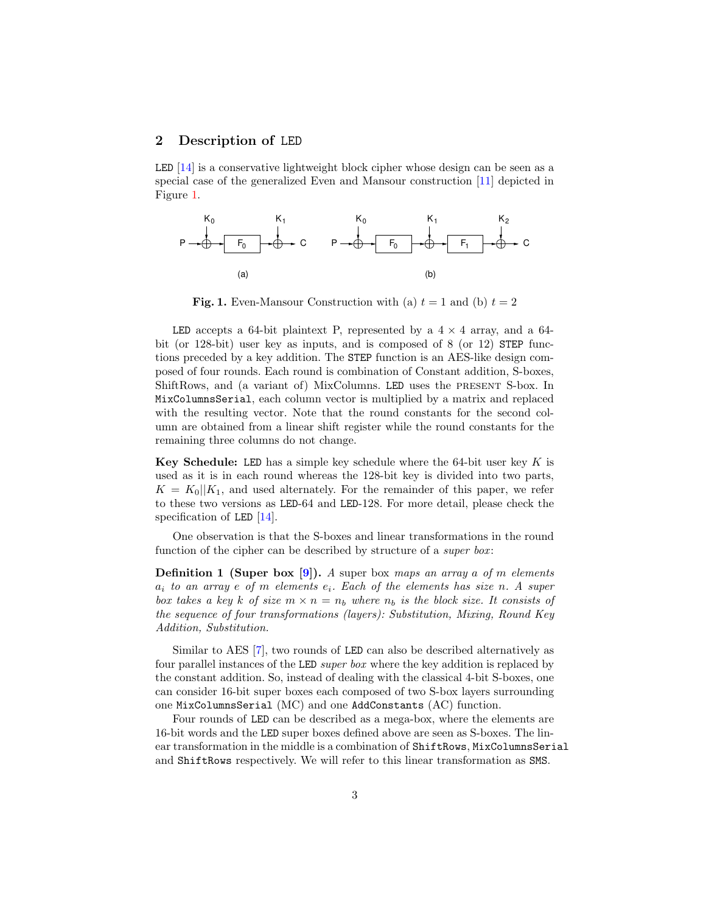## 2 Description of LED

LED [14] is a conservative lightweight block cipher whose design can be seen as a special case of the generalized Even and Mansour construction [11] depicted in Figure 1.

**Fig. 1.** Even-Mansour Construction with (a) $t = 1$ and (b) $t = 2$

LED accepts a 64-bit plaintext P, represented by a $4 \times 4$ array, and a 64-bit (or 128-bit) user key as inputs, and is composed of 8 (or 12) STEP functions preceded by a key addition. The STEP function is an AES-like design composed of four rounds. Each round is combination of Constant addition, S-boxes, ShiftRows, and (a variant of) MixColumns. LED uses the PRESENT S-box. In MixColumnsSerial, each column vector is multiplied by a matrix and replaced with the resulting vector. Note that the round constants for the second column are obtained from a linear shift register while the round constants for the remaining three columns do not change.

**Key Schedule:** LED has a simple key schedule where the 64-bit user key $K$ is used as it is in each round whereas the 128-bit key is divided into two parts, $K = K_0||K_1$, and used alternately. For the remainder of this paper, we refer to these two versions as LED-64 and LED-128. For more detail, please check the specification of LED [14].

One observation is that the S-boxes and linear transformations in the round function of the cipher can be described by structure of a *super box*:

**Definition 1 (Super box [9]).** *A* super box *maps an array $a$ of $m$ elements $a_i$ to an array $e$ of $m$ elements $e_i$. Each of the elements has size $n$. A super box takes a key $k$ of size $m \times n = n_b$ where $n_b$ is the block size. It consists of the sequence of four transformations (layers): Substitution, Mixing, Round Key Addition, Substitution.*

Similar to AES [7], two rounds of LED can also be described alternatively as four parallel instances of the LED *super box* where the key addition is replaced by the constant addition. So, instead of dealing with the classical 4-bit S-boxes, one can consider 16-bit super boxes each composed of two S-box layers surrounding one MixColumnsSerial (MC) and one AddConstants (AC) function.

Four rounds of LED can be described as a mega-box, where the elements are 16-bit words and the LED super boxes defined above are seen as S-boxes. The linear transformation in the middle is a combination of ShiftRows, MixColumnsSerial and ShiftRows respectively. We will refer to this linear transformation as SMS.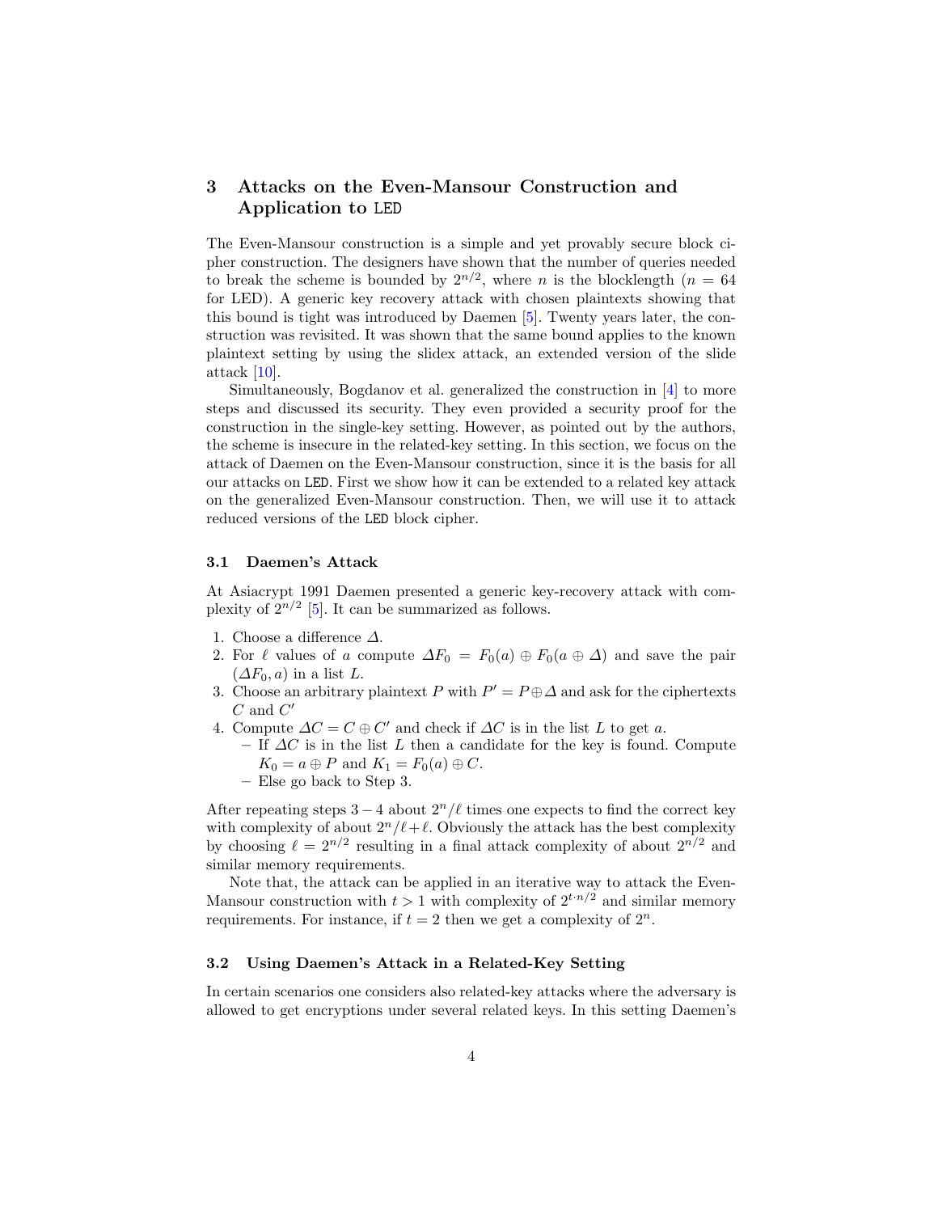## 3 Attacks on the Even-Mansour Construction and Application to LED

The Even-Mansour construction is a simple and yet provably secure block cipher construction. The designers have shown that the number of queries needed to break the scheme is bounded by $2^{n/2}$, where $n$ is the blocklength ($n = 64$ for LED). A generic key recovery attack with chosen plaintexts showing that this bound is tight was introduced by Daemen [5]. Twenty years later, the construction was revisited. It was shown that the same bound applies to the known plaintext setting by using the slidex attack, an extended version of the slide attack [10].

Simultaneously, Bogdanov et al. generalized the construction in [4] to more steps and discussed its security. They even provided a security proof for the construction in the single-key setting. However, as pointed out by the authors, the scheme is insecure in the related-key setting. In this section, we focus on the attack of Daemen on the Even-Mansour construction, since it is the basis for all our attacks on LED. First we show how it can be extended to a related key attack on the generalized Even-Mansour construction. Then, we will use it to attack reduced versions of the LED block cipher.

### 3.1 Daemen's Attack

At Asiacrypt 1991 Daemen presented a generic key-recovery attack with complexity of $2^{n/2}$ [5]. It can be summarized as follows.

1. Choose a difference $\Delta$.
2. For $\ell$ values of $a$ compute $\Delta F_0 = F_0(a) \oplus F_0(a \oplus \Delta)$ and save the pair $(\Delta F_0, a)$ in a list $L$.
3. Choose an arbitrary plaintext $P$ with $P' = P \oplus \Delta$ and ask for the ciphertexts $C$ and $C'$
4. Compute $\Delta C = C \oplus C'$ and check if $\Delta C$ is in the list $L$ to get $a$.
   - If $\Delta C$ is in the list $L$ then a candidate for the key is found. Compute $K_0 = a \oplus P$ and $K_1 = F_0(a) \oplus C$.
   - Else go back to Step 3.

After repeating steps $3 - 4$ about $2^n/\ell$ times one expects to find the correct key with complexity of about $2^n/\ell + \ell$. Obviously the attack has the best complexity by choosing $\ell = 2^{n/2}$ resulting in a final attack complexity of about $2^{n/2}$ and similar memory requirements.

Note that, the attack can be applied in an iterative way to attack the Even-Mansour construction with $t > 1$ with complexity of $2^{t \cdot n/2}$ and similar memory requirements. For instance, if $t = 2$ then we get a complexity of $2^n$.

### 3.2 Using Daemen's Attack in a Related-Key Setting

In certain scenarios one considers also related-key attacks where the adversary is allowed to get encryptions under several related keys. In this setting Daemen's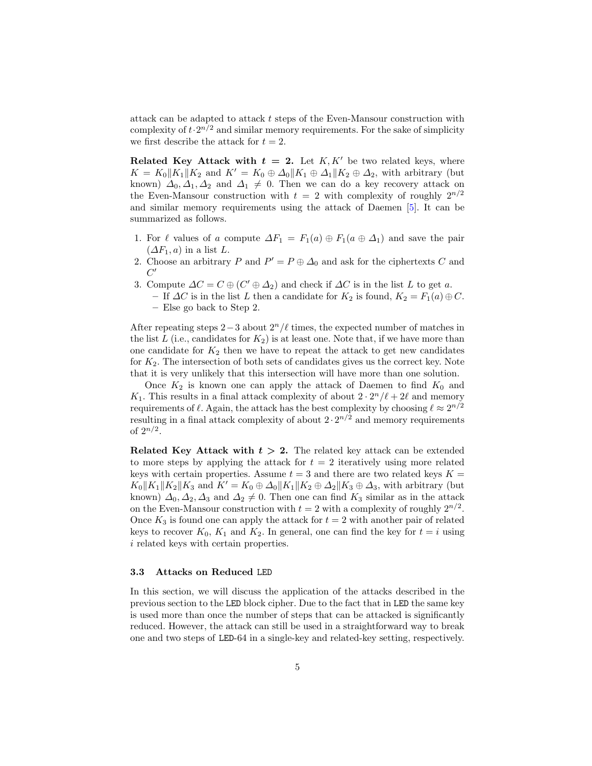attack can be adapted to attack $t$ steps of the Even-Mansour construction with complexity of $t \cdot 2^{n/2}$ and similar memory requirements. For the sake of simplicity we first describe the attack for $t = 2$.

**Related Key Attack with $t = 2$.** Let $K, K'$ be two related keys, where $K = K_0 \| K_1 \| K_2$ and $K' = K_0 \oplus \Delta_0 \| K_1 \oplus \Delta_1 \| K_2 \oplus \Delta_2$, with arbitrary (but known) $\Delta_0, \Delta_1, \Delta_2$ and $\Delta_1 \neq 0$. Then we can do a key recovery attack on the Even-Mansour construction with $t = 2$ with complexity of roughly $2^{n/2}$ and similar memory requirements using the attack of Daemen [5]. It can be summarized as follows.

1. For $\ell$ values of $a$ compute $\Delta F_1 = F_1(a) \oplus F_1(a \oplus \Delta_1)$ and save the pair $(\Delta F_1, a)$ in a list $L$.
2. Choose an arbitrary $P$ and $P' = P \oplus \Delta_0$ and ask for the ciphertexts $C$ and $C'$
3. Compute $\Delta C = C \oplus (C' \oplus \Delta_2)$ and check if $\Delta C$ is in the list $L$ to get $a$.
   - If $\Delta C$ is in the list $L$ then a candidate for $K_2$ is found, $K_2 = F_1(a) \oplus C$.
   - Else go back to Step 2.

After repeating steps $2-3$ about $2^n/\ell$ times, the expected number of matches in the list $L$ (i.e., candidates for $K_2$) is at least one. Note that, if we have more than one candidate for $K_2$ then we have to repeat the attack to get new candidates for $K_2$. The intersection of both sets of candidates gives us the correct key. Note that it is very unlikely that this intersection will have more than one solution.

Once $K_2$ is known one can apply the attack of Daemen to find $K_0$ and $K_1$. This results in a final attack complexity of about $2 \cdot 2^n/\ell + 2\ell$ and memory requirements of $\ell$. Again, the attack has the best complexity by choosing $\ell \approx 2^{n/2}$ resulting in a final attack complexity of about $2 \cdot 2^{n/2}$ and memory requirements of $2^{n/2}$.

**Related Key Attack with $t > 2$.** The related key attack can be extended to more steps by applying the attack for $t = 2$ iteratively using more related keys with certain properties. Assume $t = 3$ and there are two related keys $K = K_0 \| K_1 \| K_2 \| K_3$ and $K' = K_0 \oplus \Delta_0 \| K_1 \| K_2 \oplus \Delta_2 \| K_3 \oplus \Delta_3$, with arbitrary (but known) $\Delta_0, \Delta_2, \Delta_3$ and $\Delta_2 \neq 0$. Then one can find $K_3$ similar as in the attack on the Even-Mansour construction with $t = 2$ with a complexity of roughly $2^{n/2}$. Once $K_3$ is found one can apply the attack for $t = 2$ with another pair of related keys to recover $K_0$, $K_1$ and $K_2$. In general, one can find the key for $t = i$ using $i$ related keys with certain properties.

### 3.3 Attacks on Reduced LED

In this section, we will discuss the application of the attacks described in the previous section to the LED block cipher. Due to the fact that in LED the same key is used more than once the number of steps that can be attacked is significantly reduced. However, the attack can still be used in a straightforward way to break one and two steps of LED-64 in a single-key and related-key setting, respectively.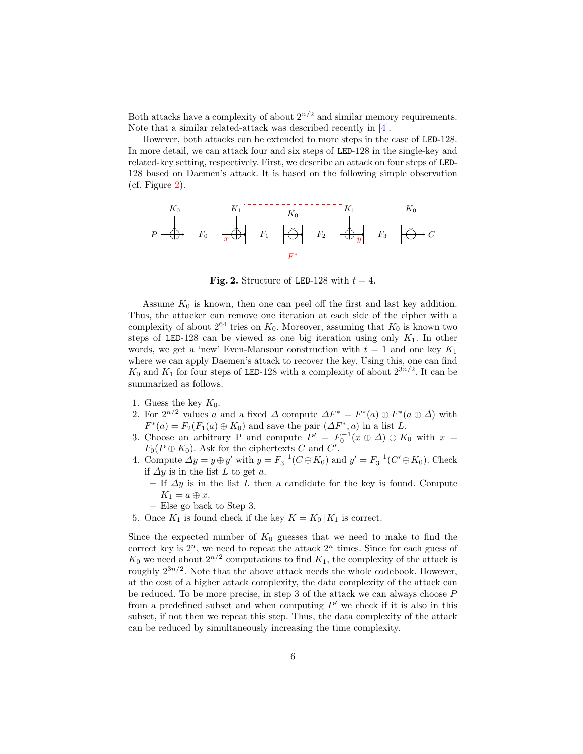Both attacks have a complexity of about $2^{n/2}$ and similar memory requirements. Note that a similar related-attack was described recently in [4].

However, both attacks can be extended to more steps in the case of LED-128. In more detail, we can attack four and six steps of LED-128 in the single-key and related-key setting, respectively. First, we describe an attack on four steps of LED-128 based on Daemen's attack. It is based on the following simple observation (cf. Figure 2).

**Fig. 2.** Structure of LED-128 with $t = 4$.

Assume $K_0$ is known, then one can peel off the first and last key addition. Thus, the attacker can remove one iteration at each side of the cipher with a complexity of about $2^{64}$ tries on $K_0$. Moreover, assuming that $K_0$ is known two steps of LED-128 can be viewed as one big iteration using only $K_1$. In other words, we get a 'new' Even-Mansour construction with $t = 1$ and one key $K_1$ where we can apply Daemen's attack to recover the key. Using this, one can find $K_0$ and $K_1$ for four steps of LED-128 with a complexity of about $2^{3n/2}$. It can be summarized as follows.

1. Guess the key $K_0$.
2. For $2^{n/2}$ values $a$ and a fixed $\Delta$ compute $\Delta F^* = F^*(a) \oplus F^*(a \oplus \Delta)$ with $F^*(a) = F_2(F_1(a) \oplus K_0)$ and save the pair $(\Delta F^*, a)$ in a list $L$.
3. Choose an arbitrary P and compute $P' = F_0^{-1}(x \oplus \Delta) \oplus K_0$ with $x = F_0(P \oplus K_0)$. Ask for the ciphertexts $C$ and $C'$.
4. Compute $\Delta y = y \oplus y'$ with $y = F_3^{-1}(C \oplus K_0)$ and $y' = F_3^{-1}(C' \oplus K_0)$. Check if $\Delta y$ is in the list $L$ to get $a$.
   - If $\Delta y$ is in the list $L$ then a candidate for the key is found. Compute $K_1 = a \oplus x$.
   - Else go back to Step 3.
5. Once $K_1$ is found check if the key $K = K_0 \| K_1$ is correct.

Since the expected number of $K_0$ guesses that we need to make to find the correct key is $2^n$, we need to repeat the attack $2^n$ times. Since for each guess of $K_0$ we need about $2^{n/2}$ computations to find $K_1$, the complexity of the attack is roughly $2^{3n/2}$. Note that the above attack needs the whole codebook. However, at the cost of a higher attack complexity, the data complexity of the attack can be reduced. To be more precise, in step 3 of the attack we can always choose $P$ from a predefined subset and when computing $P'$ we check if it is also in this subset, if not then we repeat this step. Thus, the data complexity of the attack can be reduced by simultaneously increasing the time complexity.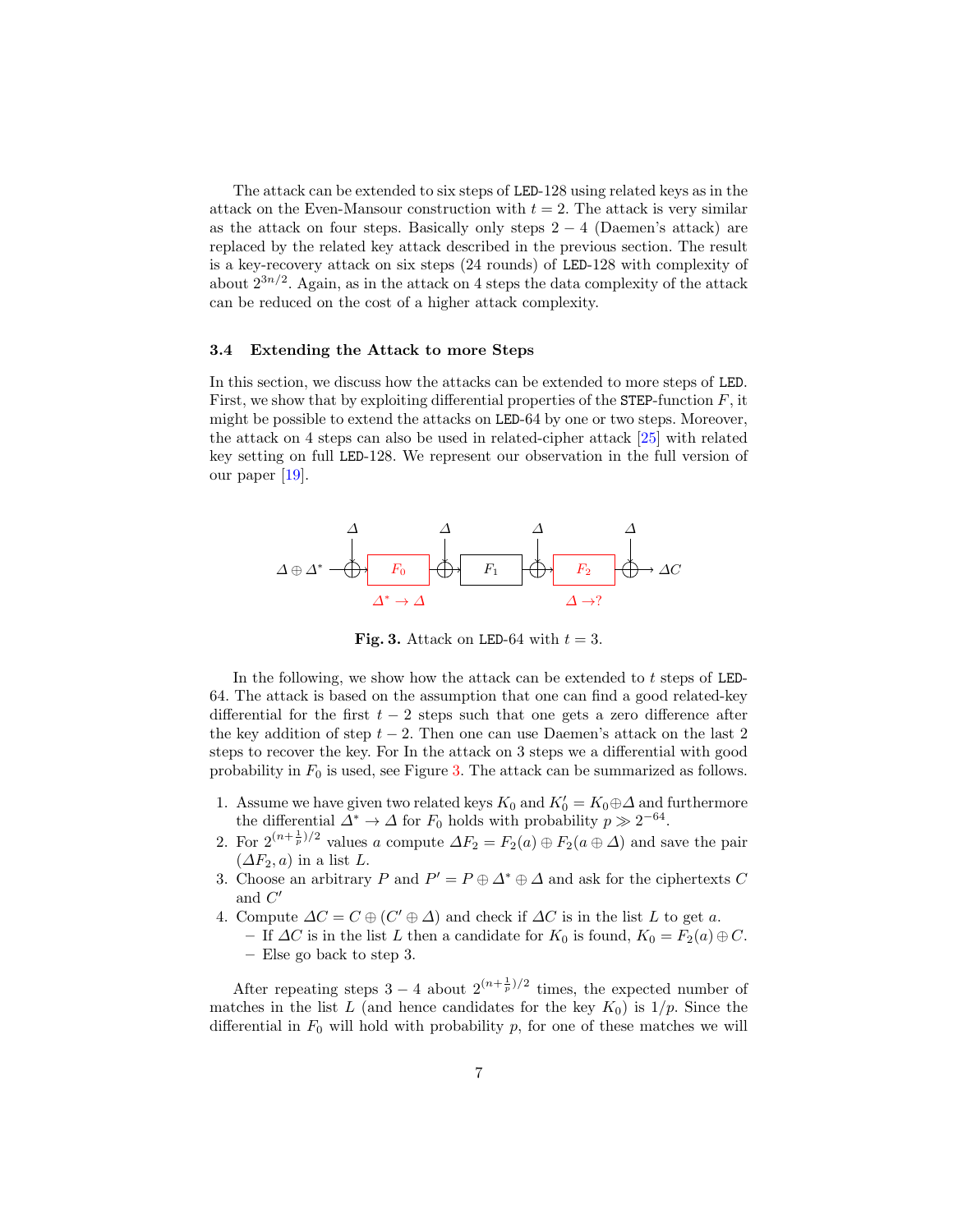The attack can be extended to six steps of LED-128 using related keys as in the attack on the Even-Mansour construction with $t = 2$. The attack is very similar as the attack on four steps. Basically only steps $2-4$ (Daemen's attack) are replaced by the related key attack described in the previous section. The result is a key-recovery attack on six steps (24 rounds) of LED-128 with complexity of about $2^{3n/2}$. Again, as in the attack on 4 steps the data complexity of the attack can be reduced on the cost of a higher attack complexity.

### 3.4 Extending the Attack to more Steps

In this section, we discuss how the attacks can be extended to more steps of LED. First, we show that by exploiting differential properties of the STEP-function $F$, it might be possible to extend the attacks on LED-64 by one or two steps. Moreover, the attack on 4 steps can also be used in related-cipher attack [25] with related key setting on full LED-128. We represent our observation in the full version of our paper [19].

**Fig. 3.** Attack on LED-64 with $t = 3$.

In the following, we show how the attack can be extended to $t$ steps of LED-64. The attack is based on the assumption that one can find a good related-key differential for the first $t-2$ steps such that one gets a zero difference after the key addition of step $t-2$. Then one can use Daemen's attack on the last 2 steps to recover the key. For In the attack on 3 steps we a differential with good probability in $F_0$ is used, see Figure 3. The attack can be summarized as follows.

1. Assume we have given two related keys $K_0$ and $K_0' = K_0 \oplus \Delta$ and furthermore the differential $\Delta^* \rightarrow \Delta$ for $F_0$ holds with probability $p \gg 2^{-64}$.
2. For $2^{(n+\frac{1}{p})/2}$ values $a$ compute $\Delta F_2 = F_2(a) \oplus F_2(a \oplus \Delta)$ and save the pair $(\Delta F_2, a)$ in a list $L$.
3. Choose an arbitrary $P$ and $P' = P \oplus \Delta^* \oplus \Delta$ and ask for the ciphertexts $C$ and $C'$
4. Compute $\Delta C = C \oplus (C' \oplus \Delta)$ and check if $\Delta C$ is in the list $L$ to get $a$.
   - If $\Delta C$ is in the list $L$ then a candidate for $K_0$ is found, $K_0 = F_2(a) \oplus C$.
   - Else go back to step 3.

After repeating steps $3-4$ about $2^{(n+\frac{1}{p})/2}$ times, the expected number of matches in the list $L$ (and hence candidates for the key $K_0$) is $1/p$. Since the differential in $F_0$ will hold with probability $p$, for one of these matches we will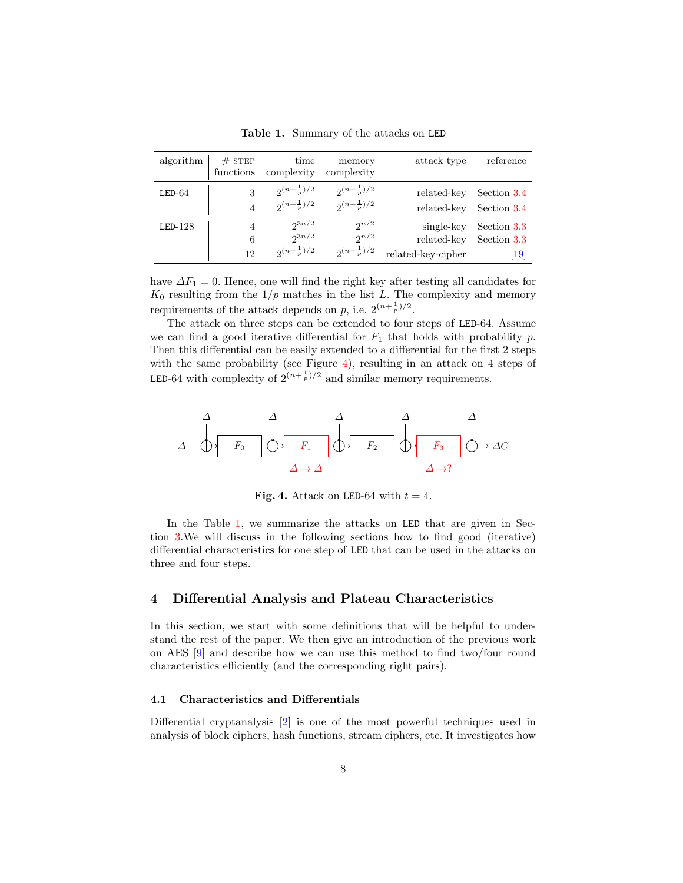**Table 1.** Summary of the attacks on LED

| algorithm | # STEP functions | time complexity | memory complexity | attack type | reference |
|---|---|---|---|---|---|
| LED-64 | 3 | $2^{(n+\frac{1}{p})/2}$ | $2^{(n+\frac{1}{p})/2}$ | related-key | Section 3.4 |
| | 4 | $2^{(n+\frac{1}{p})/2}$ | $2^{(n+\frac{1}{p})/2}$ | related-key | Section 3.4 |
| LED-128 | 4 | $2^{3n/2}$ | $2^{n/2}$ | single-key | Section 3.3 |
| | 6 | $2^{3n/2}$ | $2^{n/2}$ | related-key | Section 3.3 |
| | 12 | $2^{(n+\frac{1}{p})/2}$ | $2^{(n+\frac{1}{p})/2}$ | related-key-cipher | [19] |

have $\Delta F_1 = 0$. Hence, one will find the right key after testing all candidates for $K_0$ resulting from the $1/p$ matches in the list $L$. The complexity and memory requirements of the attack depends on $p$, i.e. $2^{(n+\frac{1}{p})/2}$.

The attack on three steps can be extended to four steps of LED-64. Assume we can find a good iterative differential for $F_1$ that holds with probability $p$. Then this differential can be easily extended to a differential for the first 2 steps with the same probability (see Figure 4), resulting in an attack on 4 steps of LED-64 with complexity of $2^{(n+\frac{1}{p})/2}$ and similar memory requirements.

**Fig. 4.** Attack on LED-64 with $t = 4$.

In the Table 1, we summarize the attacks on LED that are given in Section 3.We will discuss in the following sections how to find good (iterative) differential characteristics for one step of LED that can be used in the attacks on three and four steps.

## 4 Differential Analysis and Plateau Characteristics

In this section, we start with some definitions that will be helpful to understand the rest of the paper. We then give an introduction of the previous work on AES [9] and describe how we can use this method to find two/four round characteristics efficiently (and the corresponding right pairs).

### 4.1 Characteristics and Differentials

Differential cryptanalysis [2] is one of the most powerful techniques used in analysis of block ciphers, hash functions, stream ciphers, etc. It investigates how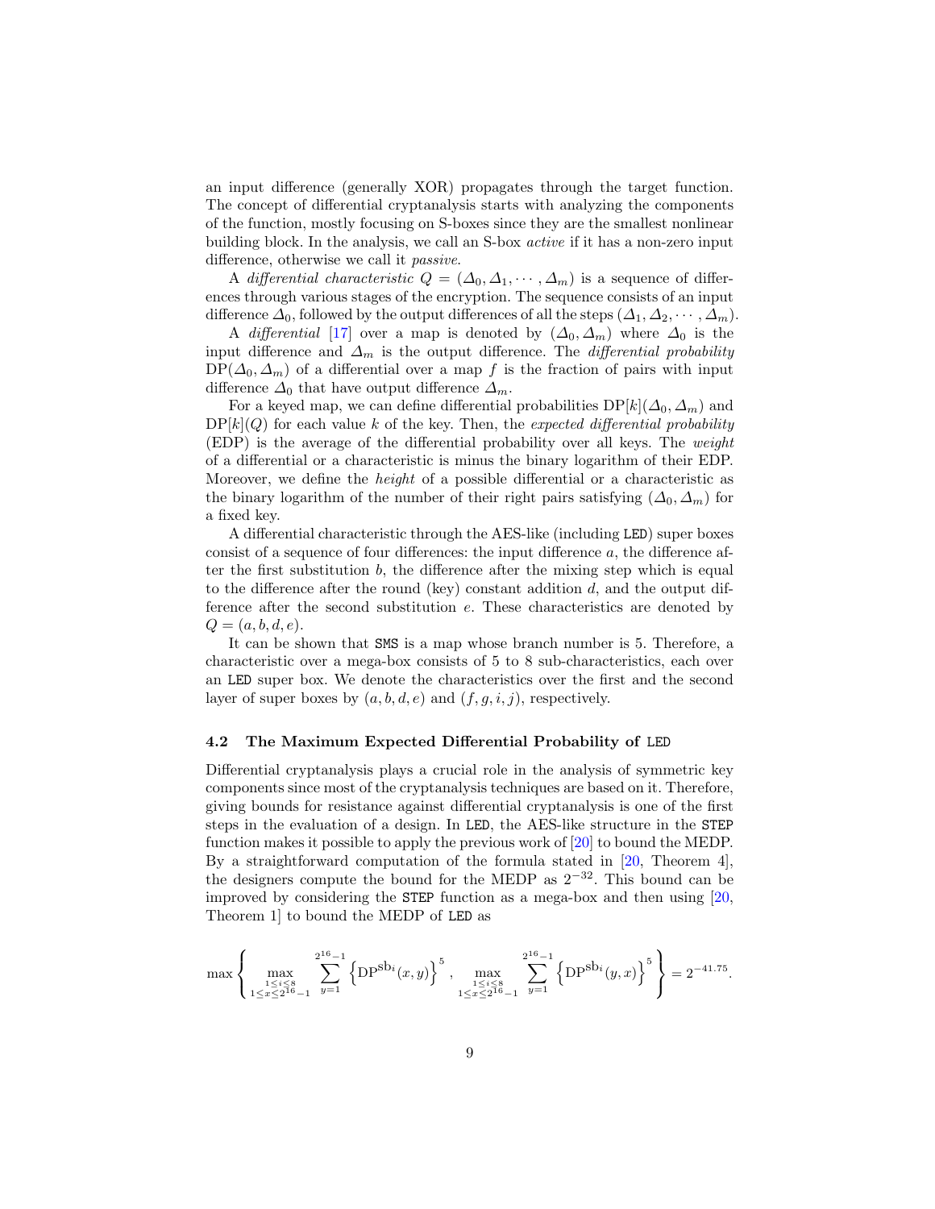an input difference (generally XOR) propagates through the target function. The concept of differential cryptanalysis starts with analyzing the components of the function, mostly focusing on S-boxes since they are the smallest nonlinear building block. In the analysis, we call an S-box *active* if it has a non-zero input difference, otherwise we call it *passive*.

A *differential characteristic* $Q = (\Delta_0, \Delta_1, \cdots, \Delta_m)$ is a sequence of differences through various stages of the encryption. The sequence consists of an input difference $\Delta_0$, followed by the output differences of all the steps $(\Delta_1, \Delta_2, \cdots, \Delta_m)$.

A *differential* [17] over a map is denoted by $(\Delta_0, \Delta_m)$ where $\Delta_0$ is the input difference and $\Delta_m$ is the output difference. The *differential probability* $\mathrm{DP}(\Delta_0, \Delta_m)$ of a differential over a map $f$ is the fraction of pairs with input difference $\Delta_0$ that have output difference $\Delta_m$.

For a keyed map, we can define differential probabilities $\mathrm{DP}[k](\Delta_0, \Delta_m)$ and $\mathrm{DP}[k](Q)$ for each value $k$ of the key. Then, the *expected differential probability* (EDP) is the average of the differential probability over all keys. The *weight* of a differential or a characteristic is minus the binary logarithm of their EDP. Moreover, we define the *height* of a possible differential or a characteristic as the binary logarithm of the number of their right pairs satisfying $(\Delta_0, \Delta_m)$ for a fixed key.

A differential characteristic through the AES-like (including LED) super boxes consist of a sequence of four differences: the input difference $a$, the difference after the first substitution $b$, the difference after the mixing step which is equal to the difference after the round (key) constant addition $d$, and the output difference after the second substitution $e$. These characteristics are denoted by $Q = (a, b, d, e)$.

It can be shown that SMS is a map whose branch number is 5. Therefore, a characteristic over a mega-box consists of 5 to 8 sub-characteristics, each over an LED super box. We denote the characteristics over the first and the second layer of super boxes by $(a, b, d, e)$ and $(f, g, i, j)$, respectively.

### 4.2 The Maximum Expected Differential Probability of LED

Differential cryptanalysis plays a crucial role in the analysis of symmetric key components since most of the cryptanalysis techniques are based on it. Therefore, giving bounds for resistance against differential cryptanalysis is one of the first steps in the evaluation of a design. In LED, the AES-like structure in the STEP function makes it possible to apply the previous work of [20] to bound the MEDP. By a straightforward computation of the formula stated in [20, Theorem 4], the designers compute the bound for the MEDP as $2^{-32}$. This bound can be improved by considering the STEP function as a mega-box and then using [20, Theorem 1] to bound the MEDP of LED as

$$\max\left\{\max_{\substack{1\leq i\leq 8\\ 1\leq x\leq 2^{16}-1}} \sum_{y=1}^{2^{16}-1}\left\{\mathrm{DP}^{\mathrm{sb}_i}(x,y)\right\}^5,\ \max_{\substack{1\leq i\leq 8\\ 1\leq x\leq 2^{16}-1}} \sum_{y=1}^{2^{16}-1}\left\{\mathrm{DP}^{\mathrm{sb}_i}(y,x)\right\}^5\right\} = 2^{-41.75}.$$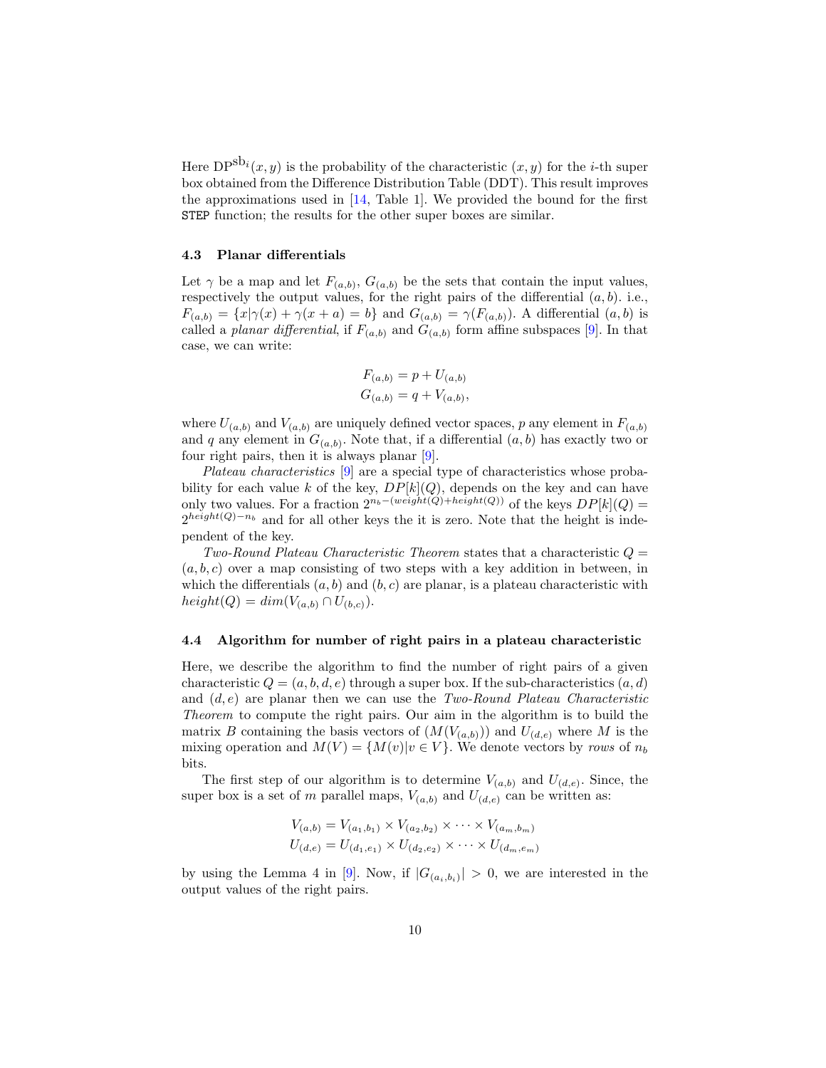Here $\mathrm{DP}^{\mathrm{sb}_i}(x, y)$ is the probability of the characteristic $(x, y)$ for the $i$-th super box obtained from the Difference Distribution Table (DDT). This result improves the approximations used in [14, Table 1]. We provided the bound for the first `STEP` function; the results for the other super boxes are similar.

### 4.3 Planar differentials

Let $\gamma$ be a map and let $F_{(a,b)}$, $G_{(a,b)}$ be the sets that contain the input values, respectively the output values, for the right pairs of the differential $(a, b)$. i.e., $F_{(a,b)} = \{x|\gamma(x) + \gamma(x + a) = b\}$ and $G_{(a,b)} = \gamma(F_{(a,b)})$. A differential $(a, b)$ is called a *planar differential*, if $F_{(a,b)}$ and $G_{(a,b)}$ form affine subspaces [9]. In that case, we can write:

$$
\begin{aligned}
F_{(a,b)} &= p + U_{(a,b)} \\
G_{(a,b)} &= q + V_{(a,b)},
\end{aligned}
$$

where $U_{(a,b)}$ and $V_{(a,b)}$ are uniquely defined vector spaces, $p$ any element in $F_{(a,b)}$ and $q$ any element in $G_{(a,b)}$. Note that, if a differential $(a, b)$ has exactly two or four right pairs, then it is always planar [9].

*Plateau characteristics* [9] are a special type of characteristics whose probability for each value $k$ of the key, $DP[k](Q)$, depends on the key and can have only two values. For a fraction $2^{n_b-(weight(Q)+height(Q))}$ of the keys $DP[k](Q) = 2^{height(Q)-n_b}$ and for all other keys the it is zero. Note that the height is independent of the key.

*Two-Round Plateau Characteristic Theorem* states that a characteristic $Q = (a, b, c)$ over a map consisting of two steps with a key addition in between, in which the differentials $(a, b)$ and $(b, c)$ are planar, is a plateau characteristic with $height(Q) = dim(V_{(a,b)} \cap U_{(b,c)})$.

### 4.4 Algorithm for number of right pairs in a plateau characteristic

Here, we describe the algorithm to find the number of right pairs of a given characteristic $Q = (a, b, d, e)$ through a super box. If the sub-characteristics $(a, d)$ and $(d, e)$ are planar then we can use the *Two-Round Plateau Characteristic Theorem* to compute the right pairs. Our aim in the algorithm is to build the matrix $B$ containing the basis vectors of $(M(V_{(a,b)}))$ and $U_{(d,e)}$ where $M$ is the mixing operation and $M(V) = \{M(v)|v \in V\}$. We denote vectors by *rows* of $n_b$ bits.

The first step of our algorithm is to determine $V_{(a,b)}$ and $U_{(d,e)}$. Since, the super box is a set of $m$ parallel maps, $V_{(a,b)}$ and $U_{(d,e)}$ can be written as:

$$
\begin{aligned}
V_{(a,b)} &= V_{(a_1,b_1)} \times V_{(a_2,b_2)} \times \cdots \times V_{(a_m,b_m)} \\
U_{(d,e)} &= U_{(d_1,e_1)} \times U_{(d_2,e_2)} \times \cdots \times U_{(d_m,e_m)}
\end{aligned}
$$

by using the Lemma 4 in [9]. Now, if $|G_{(a_i,b_i)}| > 0$, we are interested in the output values of the right pairs.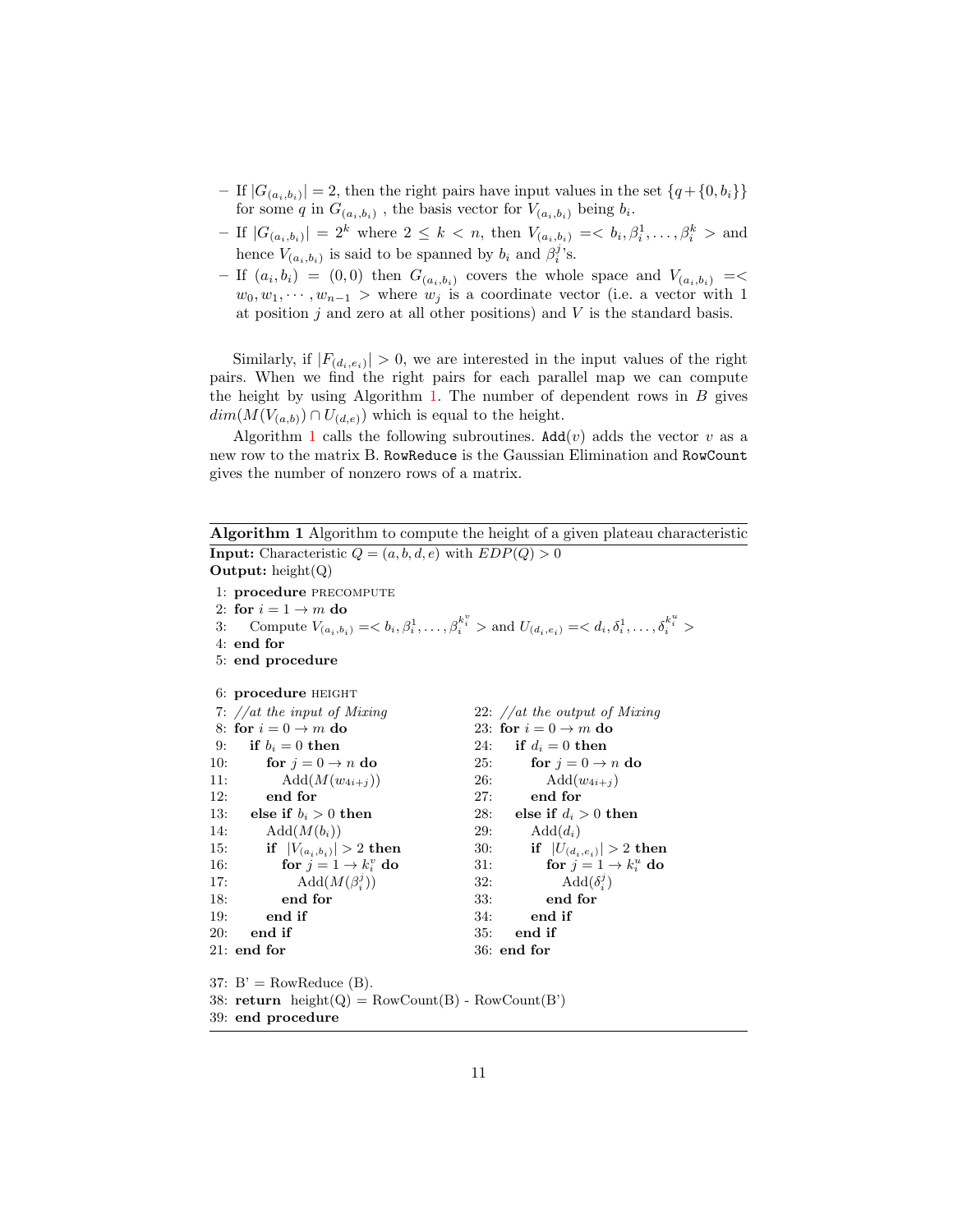- If $|G_{(a_i,b_i)}| = 2$, then the right pairs have input values in the set $\{q + \{0, b_i\}\}$ for some $q$ in $G_{(a_i,b_i)}$ , the basis vector for $V_{(a_i,b_i)}$ being $b_i$.
- If $|G_{(a_i,b_i)}| = 2^k$ where $2 \leq k < n$, then $V_{(a_i,b_i)} =< b_i, \beta_i^1, \ldots, \beta_i^k >$ and hence $V_{(a_i,b_i)}$ is said to be spanned by $b_i$ and $\beta_i^j$'s.
- If $(a_i, b_i) = (0, 0)$ then $G_{(a_i,b_i)}$ covers the whole space and $V_{(a_i,b_i)} =< w_0, w_1, \cdots, w_{n-1} >$ where $w_j$ is a coordinate vector (i.e. a vector with 1 at position $j$ and zero at all other positions) and $V$ is the standard basis.

Similarly, if $|F_{(d_i,e_i)}| > 0$, we are interested in the input values of the right pairs. When we find the right pairs for each parallel map we can compute the height by using Algorithm 1. The number of dependent rows in $B$ gives $dim(M(V_{(a,b)}) \cap U_{(d,e)})$ which is equal to the height.

Algorithm 1 calls the following subroutines. `Add`($v$) adds the vector $v$ as a new row to the matrix B. `RowReduce` is the Gaussian Elimination and `RowCount` gives the number of nonzero rows of a matrix.

**Algorithm 1** Algorithm to compute the height of a given plateau characteristic

**Input:** Characteristic $Q = (a, b, d, e)$ with $EDP(Q) > 0$
**Output:** height(Q)

```
 1: procedure PRECOMPUTE
 2: for i = 1 → m do
 3:    Compute V_(a_i,b_i) =< b_i, β_i^1, ..., β_i^(k_i^v) > and U_(d_i,e_i) =< d_i, δ_i^1, ..., δ_i^(k_i^u) >
 4: end for
 5: end procedure

 6: procedure HEIGHT
 7: //at the input of Mixing
 8: for i = 0 → m do
 9:    if b_i = 0 then
10:       for j = 0 → n do
11:          Add(M(w_(4i+j)))
12:       end for
13:    else if b_i > 0 then
14:       Add(M(b_i))
15:       if |V_(a_i,b_i)| > 2 then
16:          for j = 1 → k_i^v do
17:             Add(M(β_i^j))
18:          end for
19:       end if
20:    end if
21: end for
22: //at the output of Mixing
23: for i = 0 → m do
24:    if d_i = 0 then
25:       for j = 0 → n do
26:          Add(w_(4i+j))
27:       end for
28:    else if d_i > 0 then
29:       Add(d_i)
30:       if |U_(d_i,e_i)| > 2 then
31:          for j = 1 → k_i^u do
32:             Add(δ_i^j)
33:          end for
34:       end if
35:    end if
36: end for

37: B' = RowReduce (B).
38: return height(Q) = RowCount(B) - RowCount(B')
39: end procedure
```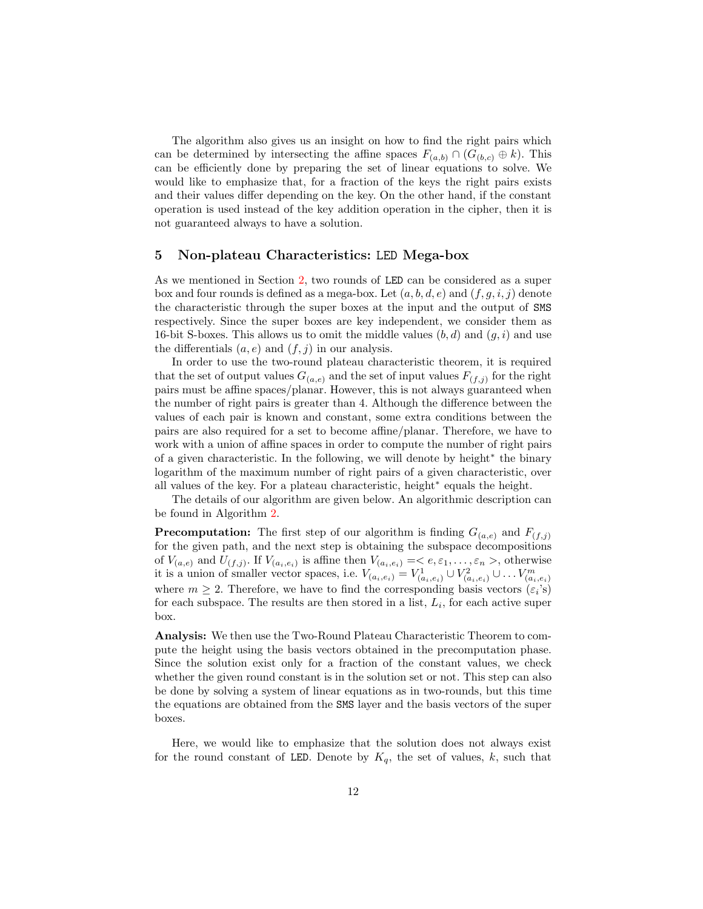The algorithm also gives us an insight on how to find the right pairs which can be determined by intersecting the affine spaces $F_{(a,b)} \cap (G_{(b,c)} \oplus k)$. This can be efficiently done by preparing the set of linear equations to solve. We would like to emphasize that, for a fraction of the keys the right pairs exists and their values differ depending on the key. On the other hand, if the constant operation is used instead of the key addition operation in the cipher, then it is not guaranteed always to have a solution.

## 5 Non-plateau Characteristics: LED Mega-box

As we mentioned in Section 2, two rounds of LED can be considered as a super box and four rounds is defined as a mega-box. Let $(a, b, d, e)$ and $(f, g, i, j)$ denote the characteristic through the super boxes at the input and the output of SMS respectively. Since the super boxes are key independent, we consider them as 16-bit S-boxes. This allows us to omit the middle values $(b, d)$ and $(g, i)$ and use the differentials $(a, e)$ and $(f, j)$ in our analysis.

In order to use the two-round plateau characteristic theorem, it is required that the set of output values $G_{(a,e)}$ and the set of input values $F_{(f,j)}$ for the right pairs must be affine spaces/planar. However, this is not always guaranteed when the number of right pairs is greater than 4. Although the difference between the values of each pair is known and constant, some extra conditions between the pairs are also required for a set to become affine/planar. Therefore, we have to work with a union of affine spaces in order to compute the number of right pairs of a given characteristic. In the following, we will denote by height$^*$ the binary logarithm of the maximum number of right pairs of a given characteristic, over all values of the key. For a plateau characteristic, height$^*$ equals the height.

The details of our algorithm are given below. An algorithmic description can be found in Algorithm 2.

**Precomputation:** The first step of our algorithm is finding $G_{(a,e)}$ and $F_{(f,j)}$ for the given path, and the next step is obtaining the subspace decompositions of $V_{(a,e)}$ and $U_{(f,j)}$. If $V_{(a_i,e_i)}$ is affine then $V_{(a_i,e_i)} = < e, \varepsilon_1, \ldots, \varepsilon_n >$, otherwise it is a union of smaller vector spaces, i.e. $V_{(a_i,e_i)} = V^1_{(a_i,e_i)} \cup V^2_{(a_i,e_i)} \cup \ldots V^m_{(a_i,e_i)}$ where $m \geq 2$. Therefore, we have to find the corresponding basis vectors ($\varepsilon_i$'s) for each subspace. The results are then stored in a list, $L_i$, for each active super box.

**Analysis:** We then use the Two-Round Plateau Characteristic Theorem to compute the height using the basis vectors obtained in the precomputation phase. Since the solution exist only for a fraction of the constant values, we check whether the given round constant is in the solution set or not. This step can also be done by solving a system of linear equations as in two-rounds, but this time the equations are obtained from the SMS layer and the basis vectors of the super boxes.

Here, we would like to emphasize that the solution does not always exist for the round constant of LED. Denote by $K_q$, the set of values, $k$, such that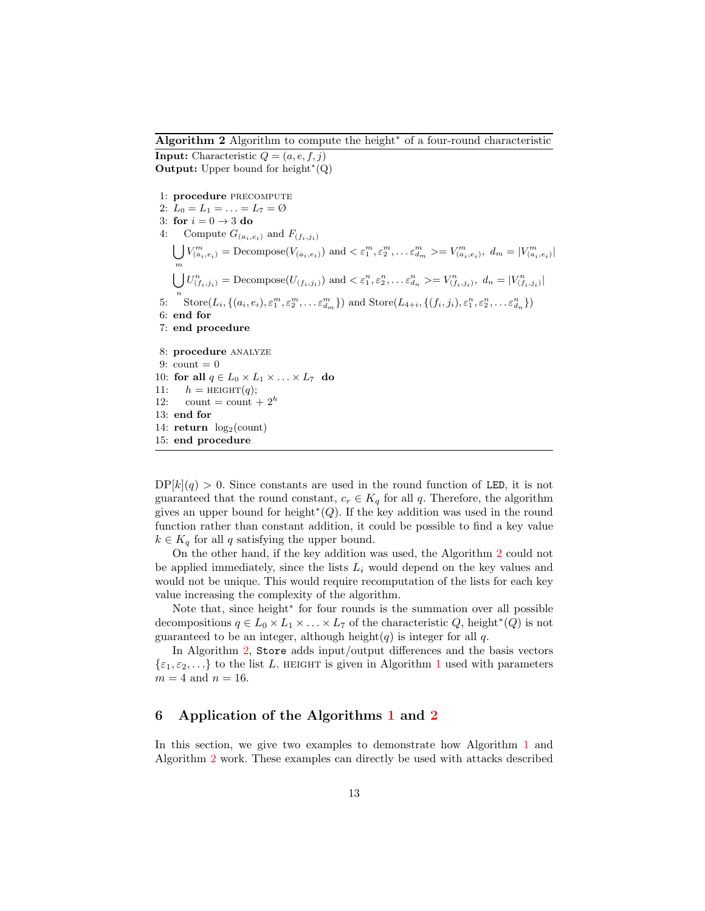**Algorithm 2** Algorithm to compute the height$^*$ of a four-round characteristic

**Input:** Characteristic $Q = (a, e, f, j)$
**Output:** Upper bound for height$^*$(Q)

```
 1: procedure PRECOMPUTE
 2: L_0 = L_1 = ... = L_7 = Ø
 3: for i = 0 → 3 do
 4:    Compute G_(a_i,e_i) and F_(f_i,j_i)
       ∪_m V^m_(a_i,e_i) = Decompose(V_(a_i,e_i)) and <ε^m_1, ε^m_2, ... ε^m_{d_m}> = V^m_(a_i,e_i),  d_m = |V^m_(a_i,e_i)|
       ∪_n U^n_(f_i,j_i) = Decompose(U_(f_i,j_i)) and <ε^n_1, ε^n_2, ... ε^n_{d_n}> = V^n_(f_i,j_i),  d_n = |V^n_(f_i,j_i)|
 5:    Store(L_i, {(a_i,e_i), ε^m_1, ε^m_2, ... ε^m_{d_m}}) and Store(L_{4+i}, {(f_i,j_i), ε^n_1, ε^n_2, ... ε^n_{d_n}})
 6: end for
 7: end procedure

 8: procedure ANALYZE
 9: count = 0
10: for all q ∈ L_0 × L_1 × ... × L_7 do
11:    h = HEIGHT(q);
12:    count = count + 2^h
13: end for
14: return log_2(count)
15: end procedure
```

$\mathrm{DP}[k](q) > 0$. Since constants are used in the round function of LED, it is not guaranteed that the round constant, $c_r \in K_q$ for all $q$. Therefore, the algorithm gives an upper bound for height$^*(Q)$. If the key addition was used in the round function rather than constant addition, it could be possible to find a key value $k \in K_q$ for all $q$ satisfying the upper bound.

On the other hand, if the key addition was used, the Algorithm 2 could not be applied immediately, since the lists $L_i$ would depend on the key values and would not be unique. This would require recomputation of the lists for each key value increasing the complexity of the algorithm.

Note that, since height$^*$ for four rounds is the summation over all possible decompositions $q \in L_0 \times L_1 \times \ldots \times L_7$ of the characteristic $Q$, height$^*(Q)$ is not guaranteed to be an integer, although height$(q)$ is integer for all $q$.

In Algorithm 2, `Store` adds input/output differences and the basis vectors $\{\varepsilon_1, \varepsilon_2, \ldots\}$ to the list $L$. HEIGHT is given in Algorithm 1 used with parameters $m = 4$ and $n = 16$.

## 6 Application of the Algorithms 1 and 2

In this section, we give two examples to demonstrate how Algorithm 1 and Algorithm 2 work. These examples can directly be used with attacks described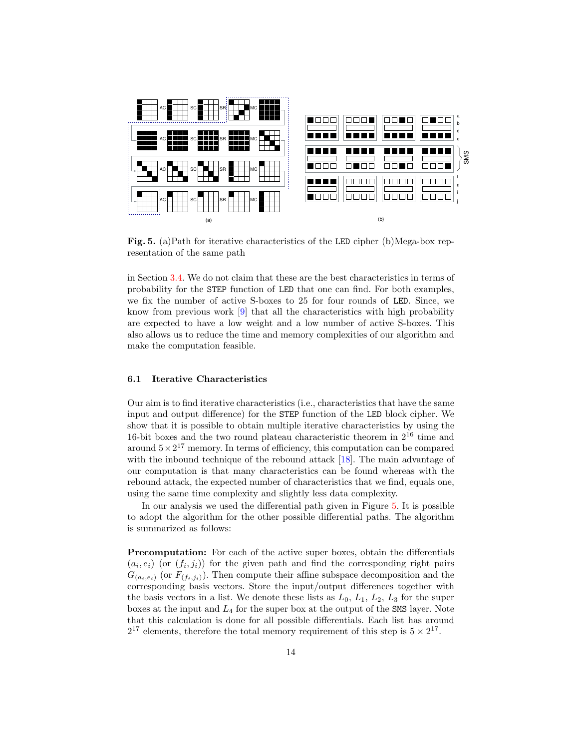**Fig. 5.** (a)Path for iterative characteristics of the LED cipher (b)Mega-box representation of the same path

in Section 3.4. We do not claim that these are the best characteristics in terms of probability for the STEP function of LED that one can find. For both examples, we fix the number of active S-boxes to 25 for four rounds of LED. Since, we know from previous work [9] that all the characteristics with high probability are expected to have a low weight and a low number of active S-boxes. This also allows us to reduce the time and memory complexities of our algorithm and make the computation feasible.

### 6.1 Iterative Characteristics

Our aim is to find iterative characteristics (i.e., characteristics that have the same input and output difference) for the STEP function of the LED block cipher. We show that it is possible to obtain multiple iterative characteristics by using the 16-bit boxes and the two round plateau characteristic theorem in $2^{16}$ time and around $5 \times 2^{17}$ memory. In terms of efficiency, this computation can be compared with the inbound technique of the rebound attack [18]. The main advantage of our computation is that many characteristics can be found whereas with the rebound attack, the expected number of characteristics that we find, equals one, using the same time complexity and slightly less data complexity.

In our analysis we used the differential path given in Figure 5. It is possible to adopt the algorithm for the other possible differential paths. The algorithm is summarized as follows:

**Precomputation:** For each of the active super boxes, obtain the differentials $(a_i, e_i)$ (or $(f_i, j_i)$) for the given path and find the corresponding right pairs $G_{(a_i,e_i)}$ (or $F_{(f_i,j_i)}$). Then compute their affine subspace decomposition and the corresponding basis vectors. Store the input/output differences together with the basis vectors in a list. We denote these lists as $L_0$, $L_1$, $L_2$, $L_3$ for the super boxes at the input and $L_4$ for the super box at the output of the SMS layer. Note that this calculation is done for all possible differentials. Each list has around $2^{17}$ elements, therefore the total memory requirement of this step is $5 \times 2^{17}$.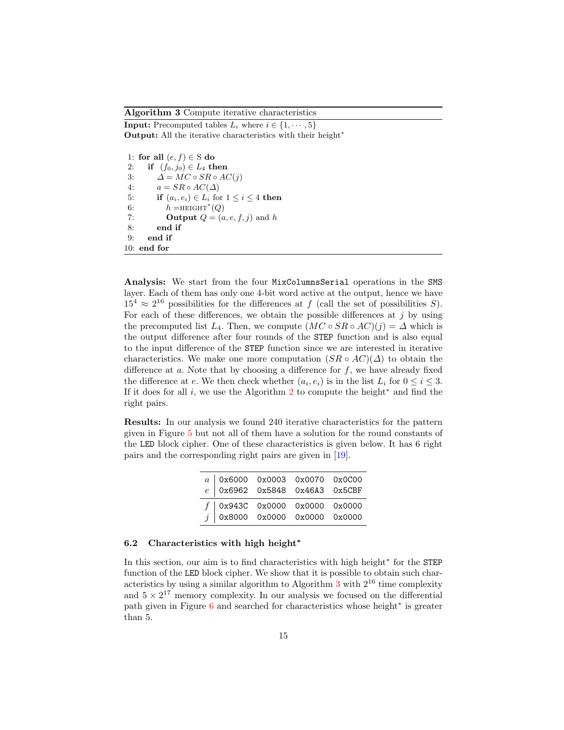**Algorithm 3** Compute iterative characteristics

**Input:** Precomputed tables $L_i$ where $i \in \{1, \cdots, 5\}$
**Output:** All the iterative characteristics with their height*

```
 1: for all (e, f) ∈ S do
 2:    if (f_0, j_0) ∈ L_4 then
 3:       Δ = MC ∘ SR ∘ AC(j)
 4:       a = SR ∘ AC(Δ)
 5:       if (a_i, e_i) ∈ L_i for 1 ≤ i ≤ 4 then
 6:          h = HEIGHT*(Q)
 7:          Output Q = (a, e, f, j) and h
 8:       end if
 9:    end if
10: end for
```

**Analysis:** We start from the four `MixColumnsSerial` operations in the `SMS` layer. Each of them has only one 4-bit word active at the output, hence we have $15^4 \approx 2^{16}$ possibilities for the differences at $f$ (call the set of possibilities $S$). For each of these differences, we obtain the possible differences at $j$ by using the precomputed list $L_4$. Then, we compute $(MC \circ SR \circ AC)(j) = \Delta$ which is the output difference after four rounds of the `STEP` function and is also equal to the input difference of the `STEP` function since we are interested in iterative characteristics. We make one more computation $(SR \circ AC)(\Delta)$ to obtain the difference at $a$. Note that by choosing a difference for $f$, we have already fixed the difference at $e$. We then check whether $(a_i, e_i)$ is in the list $L_i$ for $0 \leq i \leq 3$. If it does for all $i$, we use the Algorithm 2 to compute the height* and find the right pairs.

**Results:** In our analysis we found 240 iterative characteristics for the pattern given in Figure 5 but not all of them have a solution for the round constants of the `LED` block cipher. One of these characteristics is given below. It has 6 right pairs and the corresponding right pairs are given in [19].

| | | | | |
|---|---|---|---|---|
| $a$ | 0x6000 | 0x0003 | 0x0070 | 0x0C00 |
| $e$ | 0x6962 | 0x5848 | 0x46A3 | 0x5CBF |
| $f$ | 0x943C | 0x0000 | 0x0000 | 0x0000 |
| $j$ | 0x8000 | 0x0000 | 0x0000 | 0x0000 |

### 6.2 Characteristics with high height*

In this section, our aim is to find characteristics with high height* for the `STEP` function of the `LED` block cipher. We show that it is possible to obtain such characteristics by using a similar algorithm to Algorithm 3 with $2^{16}$ time complexity and $5 \times 2^{17}$ memory complexity. In our analysis we focused on the differential path given in Figure 6 and searched for characteristics whose height* is greater than 5.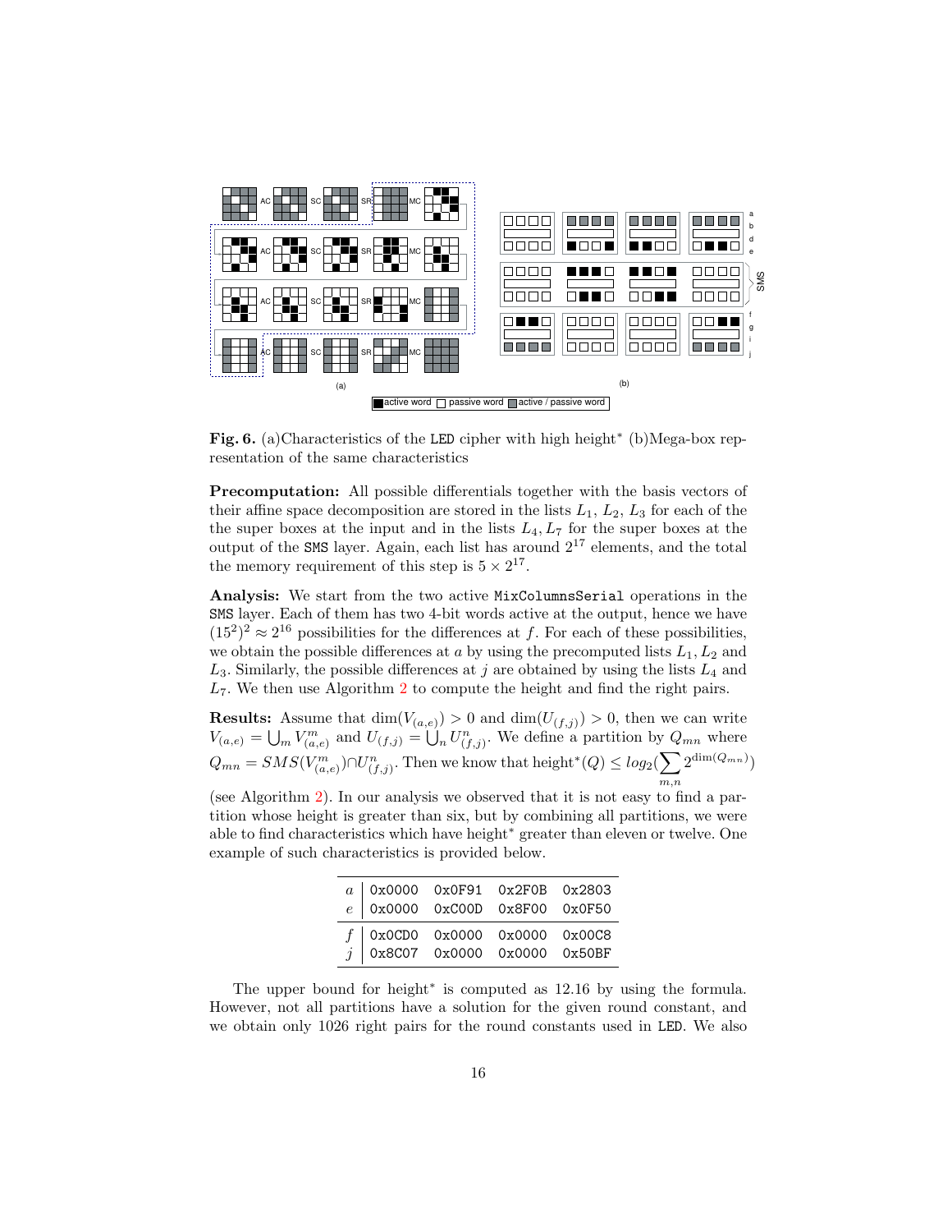**Fig. 6.** (a)Characteristics of the LED cipher with high height* (b)Mega-box representation of the same characteristics

**Precomputation:** All possible differentials together with the basis vectors of their affine space decomposition are stored in the lists $L_1$, $L_2$, $L_3$ for each of the the super boxes at the input and in the lists $L_4, L_7$ for the super boxes at the output of the SMS layer. Again, each list has around $2^{17}$ elements, and the total the memory requirement of this step is $5 \times 2^{17}$.

**Analysis:** We start from the two active MixColumnsSerial operations in the SMS layer. Each of them has two 4-bit words active at the output, hence we have $(15^2)^2 \approx 2^{16}$ possibilities for the differences at $f$. For each of these possibilities, we obtain the possible differences at $a$ by using the precomputed lists $L_1, L_2$ and $L_3$. Similarly, the possible differences at $j$ are obtained by using the lists $L_4$ and $L_7$. We then use Algorithm 2 to compute the height and find the right pairs.

**Results:** Assume that $\dim(V_{(a,e)}) > 0$ and $\dim(U_{(f,j)}) > 0$, then we can write $V_{(a,e)} = \bigcup_m V^m_{(a,e)}$ and $U_{(f,j)} = \bigcup_n U^n_{(f,j)}$. We define a partition by $Q_{mn}$ where $Q_{mn} = SMS(V^m_{(a,e)}) \cap U^n_{(f,j)}$. Then we know that $\text{height}^*(Q) \leq log_2(\sum_{m,n} 2^{\dim(Q_{mn})})$ (see Algorithm 2). In our analysis we observed that it is not easy to find a partition whose height is greater than six, but by combining all partitions, we were able to find characteristics which have height* greater than eleven or twelve. One example of such characteristics is provided below.

| | | | | |
|---|---|---|---|---|
| $a$ | 0x0000 | 0x0F91 | 0x2F0B | 0x2803 |
| $e$ | 0x0000 | 0xC00D | 0x8F00 | 0x0F50 |
| $f$ | 0x0CD0 | 0x0000 | 0x0000 | 0x00C8 |
| $j$ | 0x8C07 | 0x0000 | 0x0000 | 0x50BF |

The upper bound for height* is computed as 12.16 by using the formula. However, not all partitions have a solution for the given round constant, and we obtain only 1026 right pairs for the round constants used in LED. We also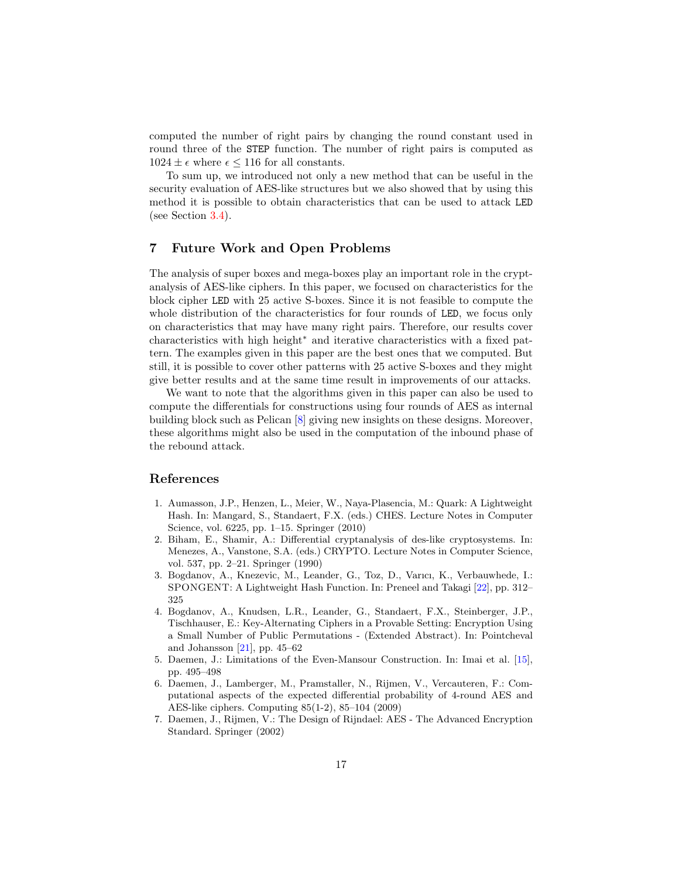computed the number of right pairs by changing the round constant used in round three of the STEP function. The number of right pairs is computed as $1024 \pm \epsilon$ where $\epsilon \leq 116$ for all constants.

To sum up, we introduced not only a new method that can be useful in the security evaluation of AES-like structures but we also showed that by using this method it is possible to obtain characteristics that can be used to attack LED (see Section 3.4).

## 7 Future Work and Open Problems

The analysis of super boxes and mega-boxes play an important role in the cryptanalysis of AES-like ciphers. In this paper, we focused on characteristics for the block cipher LED with 25 active S-boxes. Since it is not feasible to compute the whole distribution of the characteristics for four rounds of LED, we focus only on characteristics that may have many right pairs. Therefore, our results cover characteristics with high height$^*$ and iterative characteristics with a fixed pattern. The examples given in this paper are the best ones that we computed. But still, it is possible to cover other patterns with 25 active S-boxes and they might give better results and at the same time result in improvements of our attacks.

We want to note that the algorithms given in this paper can also be used to compute the differentials for constructions using four rounds of AES as internal building block such as Pelican [8] giving new insights on these designs. Moreover, these algorithms might also be used in the computation of the inbound phase of the rebound attack.

## References

1. Aumasson, J.P., Henzen, L., Meier, W., Naya-Plasencia, M.: Quark: A Lightweight Hash. In: Mangard, S., Standaert, F.X. (eds.) CHES. Lecture Notes in Computer Science, vol. 6225, pp. 1–15. Springer (2010)
2. Biham, E., Shamir, A.: Differential cryptanalysis of des-like cryptosystems. In: Menezes, A., Vanstone, S.A. (eds.) CRYPTO. Lecture Notes in Computer Science, vol. 537, pp. 2–21. Springer (1990)
3. Bogdanov, A., Knezevic, M., Leander, G., Toz, D., Varıcı, K., Verbauwhede, I.: SPONGENT: A Lightweight Hash Function. In: Preneel and Takagi [22], pp. 312–325
4. Bogdanov, A., Knudsen, L.R., Leander, G., Standaert, F.X., Steinberger, J.P., Tischhauser, E.: Key-Alternating Ciphers in a Provable Setting: Encryption Using a Small Number of Public Permutations - (Extended Abstract). In: Pointcheval and Johansson [21], pp. 45–62
5. Daemen, J.: Limitations of the Even-Mansour Construction. In: Imai et al. [15], pp. 495–498
6. Daemen, J., Lamberger, M., Pramstaller, N., Rijmen, V., Vercauteren, F.: Computational aspects of the expected differential probability of 4-round AES and AES-like ciphers. Computing 85(1-2), 85–104 (2009)
7. Daemen, J., Rijmen, V.: The Design of Rijndael: AES - The Advanced Encryption Standard. Springer (2002)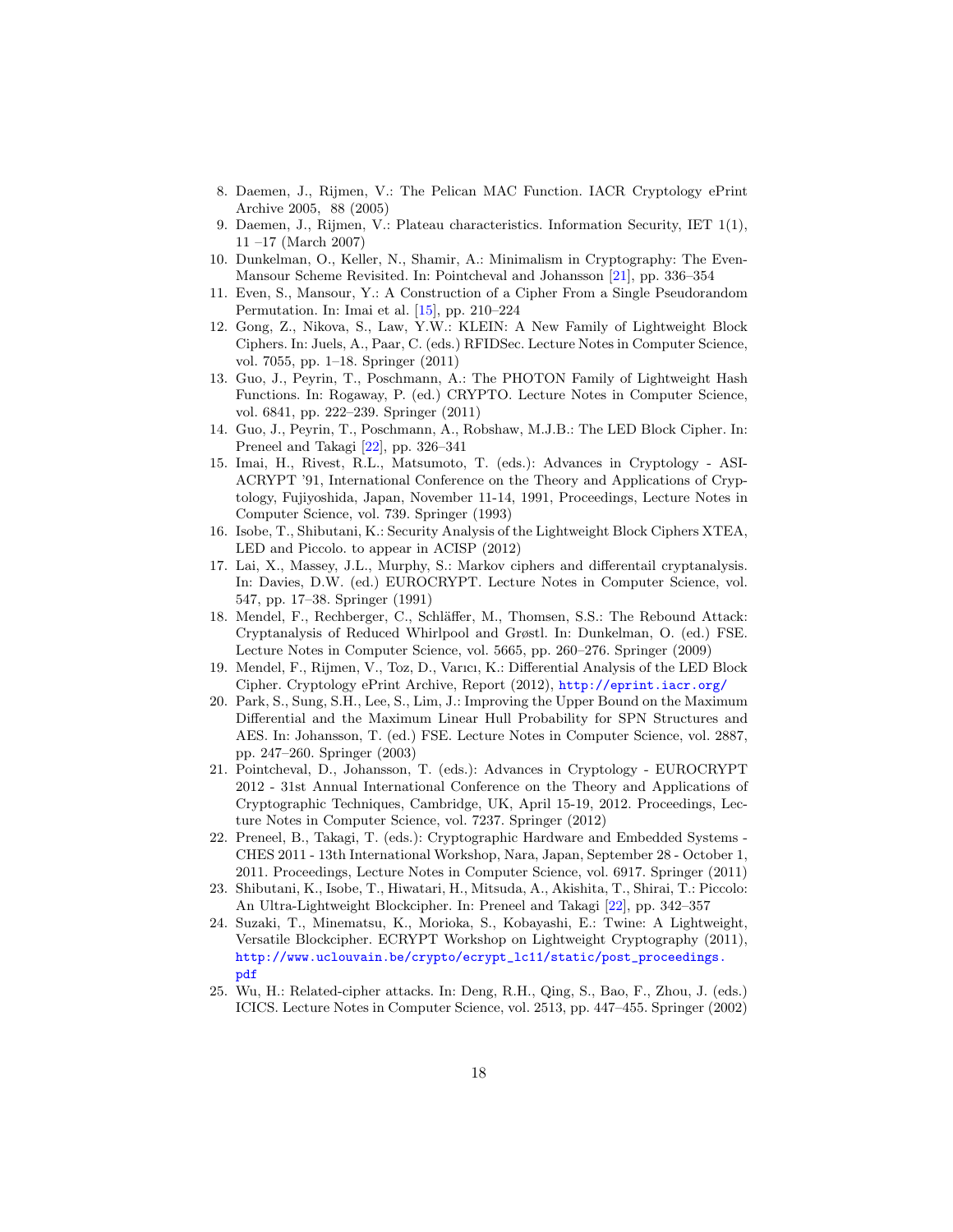8. Daemen, J., Rijmen, V.: The Pelican MAC Function. IACR Cryptology ePrint Archive 2005, 88 (2005)
9. Daemen, J., Rijmen, V.: Plateau characteristics. Information Security, IET 1(1), 11 –17 (March 2007)
10. Dunkelman, O., Keller, N., Shamir, A.: Minimalism in Cryptography: The Even-Mansour Scheme Revisited. In: Pointcheval and Johansson [21], pp. 336–354
11. Even, S., Mansour, Y.: A Construction of a Cipher From a Single Pseudorandom Permutation. In: Imai et al. [15], pp. 210–224
12. Gong, Z., Nikova, S., Law, Y.W.: KLEIN: A New Family of Lightweight Block Ciphers. In: Juels, A., Paar, C. (eds.) RFIDSec. Lecture Notes in Computer Science, vol. 7055, pp. 1–18. Springer (2011)
13. Guo, J., Peyrin, T., Poschmann, A.: The PHOTON Family of Lightweight Hash Functions. In: Rogaway, P. (ed.) CRYPTO. Lecture Notes in Computer Science, vol. 6841, pp. 222–239. Springer (2011)
14. Guo, J., Peyrin, T., Poschmann, A., Robshaw, M.J.B.: The LED Block Cipher. In: Preneel and Takagi [22], pp. 326–341
15. Imai, H., Rivest, R.L., Matsumoto, T. (eds.): Advances in Cryptology - ASIACRYPT '91, International Conference on the Theory and Applications of Cryptology, Fujiyoshida, Japan, November 11-14, 1991, Proceedings, Lecture Notes in Computer Science, vol. 739. Springer (1993)
16. Isobe, T., Shibutani, K.: Security Analysis of the Lightweight Block Ciphers XTEA, LED and Piccolo. to appear in ACISP (2012)
17. Lai, X., Massey, J.L., Murphy, S.: Markov ciphers and differentail cryptanalysis. In: Davies, D.W. (ed.) EUROCRYPT. Lecture Notes in Computer Science, vol. 547, pp. 17–38. Springer (1991)
18. Mendel, F., Rechberger, C., Schläffer, M., Thomsen, S.S.: The Rebound Attack: Cryptanalysis of Reduced Whirlpool and Grøstl. In: Dunkelman, O. (ed.) FSE. Lecture Notes in Computer Science, vol. 5665, pp. 260–276. Springer (2009)
19. Mendel, F., Rijmen, V., Toz, D., Varıcı, K.: Differential Analysis of the LED Block Cipher. Cryptology ePrint Archive, Report (2012), http://eprint.iacr.org/
20. Park, S., Sung, S.H., Lee, S., Lim, J.: Improving the Upper Bound on the Maximum Differential and the Maximum Linear Hull Probability for SPN Structures and AES. In: Johansson, T. (ed.) FSE. Lecture Notes in Computer Science, vol. 2887, pp. 247–260. Springer (2003)
21. Pointcheval, D., Johansson, T. (eds.): Advances in Cryptology - EUROCRYPT 2012 - 31st Annual International Conference on the Theory and Applications of Cryptographic Techniques, Cambridge, UK, April 15-19, 2012. Proceedings, Lecture Notes in Computer Science, vol. 7237. Springer (2012)
22. Preneel, B., Takagi, T. (eds.): Cryptographic Hardware and Embedded Systems - CHES 2011 - 13th International Workshop, Nara, Japan, September 28 - October 1, 2011. Proceedings, Lecture Notes in Computer Science, vol. 6917. Springer (2011)
23. Shibutani, K., Isobe, T., Hiwatari, H., Mitsuda, A., Akishita, T., Shirai, T.: Piccolo: An Ultra-Lightweight Blockcipher. In: Preneel and Takagi [22], pp. 342–357
24. Suzaki, T., Minematsu, K., Morioka, S., Kobayashi, E.: Twine: A Lightweight, Versatile Blockcipher. ECRYPT Workshop on Lightweight Cryptography (2011), http://www.uclouvain.be/crypto/ecrypt_lc11/static/post_proceedings.pdf
25. Wu, H.: Related-cipher attacks. In: Deng, R.H., Qing, S., Bao, F., Zhou, J. (eds.) ICICS. Lecture Notes in Computer Science, vol. 2513, pp. 447–455. Springer (2002)